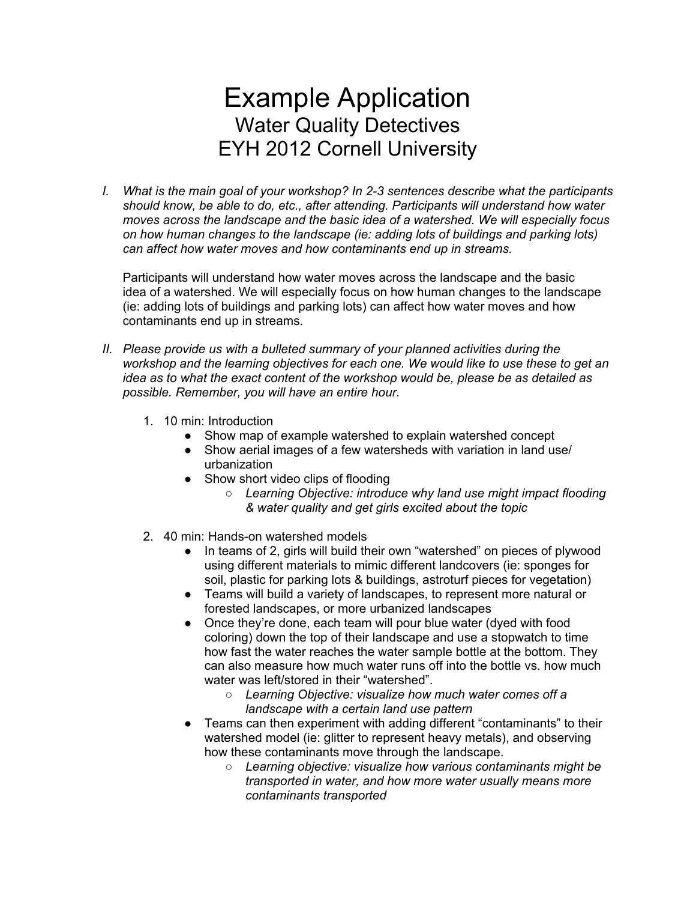# Example Application

## Water Quality Detectives

## EYH 2012 Cornell University

I. *What is the main goal of your workshop? In 2-3 sentences describe what the participants should know, be able to do, etc., after attending. Participants will understand how water moves across the landscape and the basic idea of a watershed. We will especially focus on how human changes to the landscape (ie: adding lots of buildings and parking lots) can affect how water moves and how contaminants end up in streams.*

   Participants will understand how water moves across the landscape and the basic idea of a watershed. We will especially focus on how human changes to the landscape (ie: adding lots of buildings and parking lots) can affect how water moves and how contaminants end up in streams.

II. *Please provide us with a bulleted summary of your planned activities during the workshop and the learning objectives for each one. We would like to use these to get an idea as to what the exact content of the workshop would be, please be as detailed as possible. Remember, you will have an entire hour.*

   1. 10 min: Introduction
      - Show map of example watershed to explain watershed concept
      - Show aerial images of a few watersheds with variation in land use/ urbanization
      - Show short video clips of flooding
        - *Learning Objective: introduce why land use might impact flooding & water quality and get girls excited about the topic*
   2. 40 min: Hands-on watershed models
      - In teams of 2, girls will build their own "watershed" on pieces of plywood using different materials to mimic different landcovers (ie: sponges for soil, plastic for parking lots & buildings, astroturf pieces for vegetation)
      - Teams will build a variety of landscapes, to represent more natural or forested landscapes, or more urbanized landscapes
      - Once they're done, each team will pour blue water (dyed with food coloring) down the top of their landscape and use a stopwatch to time how fast the water reaches the water sample bottle at the bottom. They can also measure how much water runs off into the bottle vs. how much water was left/stored in their "watershed".
        - *Learning Objective: visualize how much water comes off a landscape with a certain land use pattern*
      - Teams can then experiment with adding different "contaminants" to their watershed model (ie: glitter to represent heavy metals), and observing how these contaminants move through the landscape.
        - *Learning objective: visualize how various contaminants might be transported in water, and how more water usually means more contaminants transported*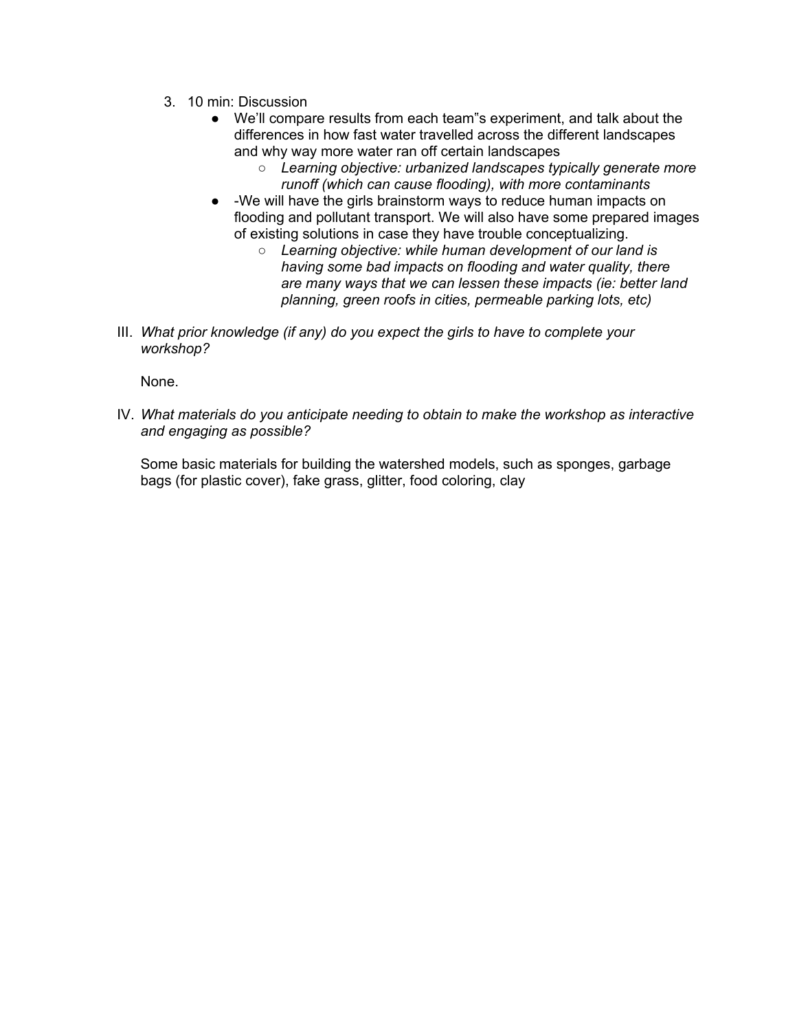3. 10 min: Discussion
    - We'll compare results from each team"s experiment, and talk about the differences in how fast water travelled across the different landscapes and why way more water ran off certain landscapes
        - *Learning objective: urbanized landscapes typically generate more runoff (which can cause flooding), with more contaminants*
    - -We will have the girls brainstorm ways to reduce human impacts on flooding and pollutant transport. We will also have some prepared images of existing solutions in case they have trouble conceptualizing.
        - *Learning objective: while human development of our land is having some bad impacts on flooding and water quality, there are many ways that we can lessen these impacts (ie: better land planning, green roofs in cities, permeable parking lots, etc)*

III. *What prior knowledge (if any) do you expect the girls to have to complete your workshop?*

None.

IV. *What materials do you anticipate needing to obtain to make the workshop as interactive and engaging as possible?*

Some basic materials for building the watershed models, such as sponges, garbage bags (for plastic cover), fake grass, glitter, food coloring, clay